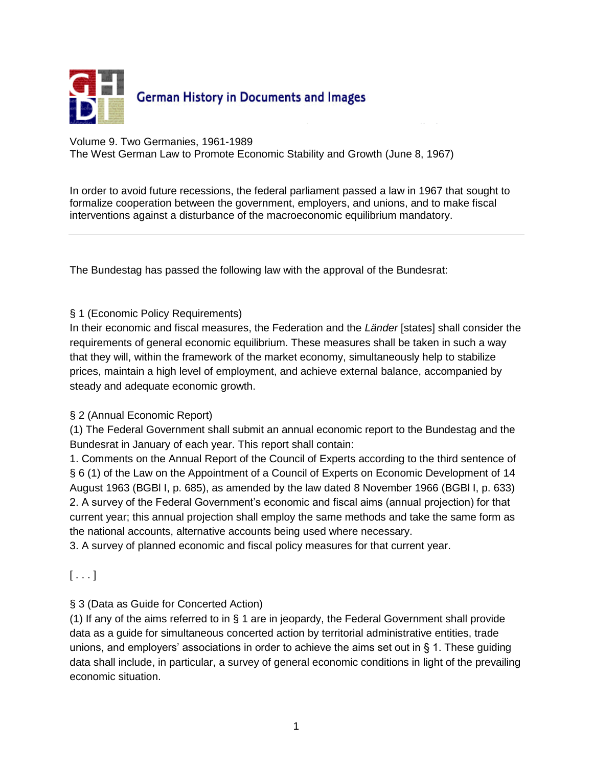German History in Documents and Images

Volume 9. Two Germanies, 1961-1989
The West German Law to Promote Economic Stability and Growth (June 8, 1967)

In order to avoid future recessions, the federal parliament passed a law in 1967 that sought to formalize cooperation between the government, employers, and unions, and to make fiscal interventions against a disturbance of the macroeconomic equilibrium mandatory.

---

The Bundestag has passed the following law with the approval of the Bundesrat:

§ 1 (Economic Policy Requirements)
In their economic and fiscal measures, the Federation and the *Länder* [states] shall consider the requirements of general economic equilibrium. These measures shall be taken in such a way that they will, within the framework of the market economy, simultaneously help to stabilize prices, maintain a high level of employment, and achieve external balance, accompanied by steady and adequate economic growth.

§ 2 (Annual Economic Report)
(1) The Federal Government shall submit an annual economic report to the Bundestag and the Bundesrat in January of each year. This report shall contain:
1. Comments on the Annual Report of the Council of Experts according to the third sentence of § 6 (1) of the Law on the Appointment of a Council of Experts on Economic Development of 14 August 1963 (BGBl I, p. 685), as amended by the law dated 8 November 1966 (BGBl I, p. 633)
2. A survey of the Federal Government's economic and fiscal aims (annual projection) for that current year; this annual projection shall employ the same methods and take the same form as the national accounts, alternative accounts being used where necessary.
3. A survey of planned economic and fiscal policy measures for that current year.

[ . . . ]

§ 3 (Data as Guide for Concerted Action)
(1) If any of the aims referred to in § 1 are in jeopardy, the Federal Government shall provide data as a guide for simultaneous concerted action by territorial administrative entities, trade unions, and employers' associations in order to achieve the aims set out in § 1. These guiding data shall include, in particular, a survey of general economic conditions in light of the prevailing economic situation.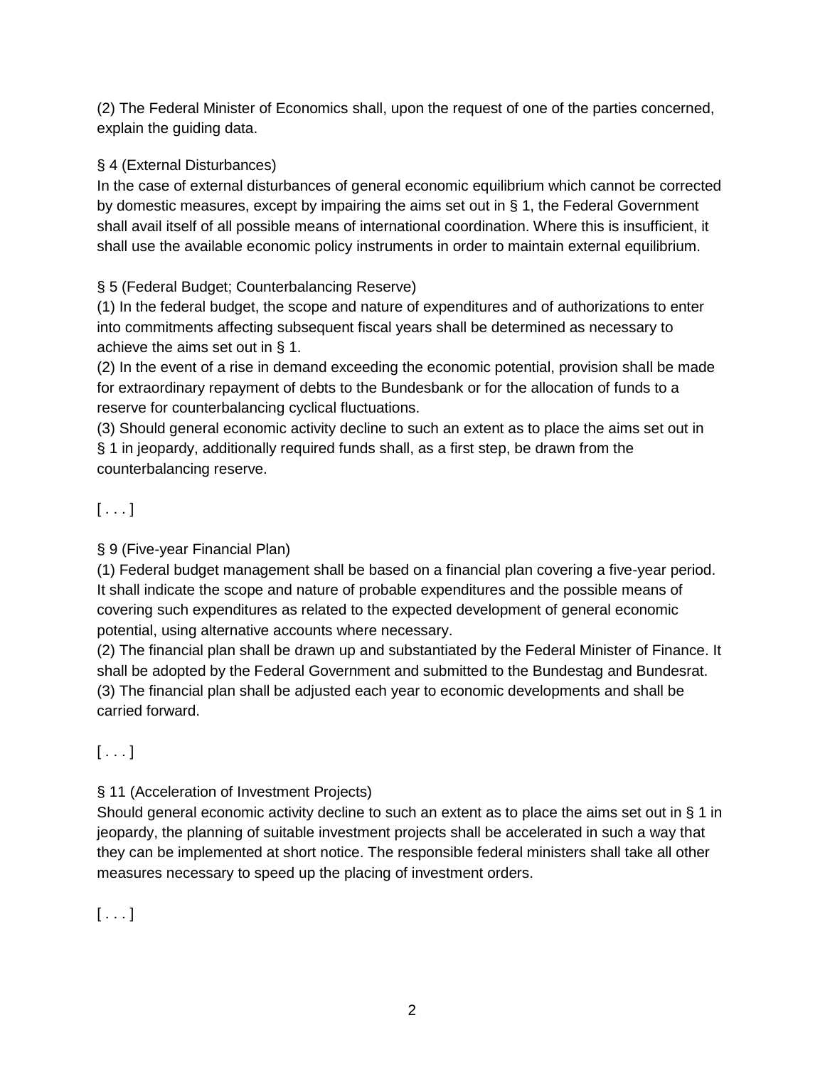(2) The Federal Minister of Economics shall, upon the request of one of the parties concerned, explain the guiding data.

§ 4 (External Disturbances)
In the case of external disturbances of general economic equilibrium which cannot be corrected by domestic measures, except by impairing the aims set out in § 1, the Federal Government shall avail itself of all possible means of international coordination. Where this is insufficient, it shall use the available economic policy instruments in order to maintain external equilibrium.

§ 5 (Federal Budget; Counterbalancing Reserve)
(1) In the federal budget, the scope and nature of expenditures and of authorizations to enter into commitments affecting subsequent fiscal years shall be determined as necessary to achieve the aims set out in § 1.
(2) In the event of a rise in demand exceeding the economic potential, provision shall be made for extraordinary repayment of debts to the Bundesbank or for the allocation of funds to a reserve for counterbalancing cyclical fluctuations.
(3) Should general economic activity decline to such an extent as to place the aims set out in § 1 in jeopardy, additionally required funds shall, as a first step, be drawn from the counterbalancing reserve.

[ . . . ]

§ 9 (Five-year Financial Plan)
(1) Federal budget management shall be based on a financial plan covering a five-year period. It shall indicate the scope and nature of probable expenditures and the possible means of covering such expenditures as related to the expected development of general economic potential, using alternative accounts where necessary.
(2) The financial plan shall be drawn up and substantiated by the Federal Minister of Finance. It shall be adopted by the Federal Government and submitted to the Bundestag and Bundesrat.
(3) The financial plan shall be adjusted each year to economic developments and shall be carried forward.

[ . . . ]

§ 11 (Acceleration of Investment Projects)
Should general economic activity decline to such an extent as to place the aims set out in § 1 in jeopardy, the planning of suitable investment projects shall be accelerated in such a way that they can be implemented at short notice. The responsible federal ministers shall take all other measures necessary to speed up the placing of investment orders.

[ . . . ]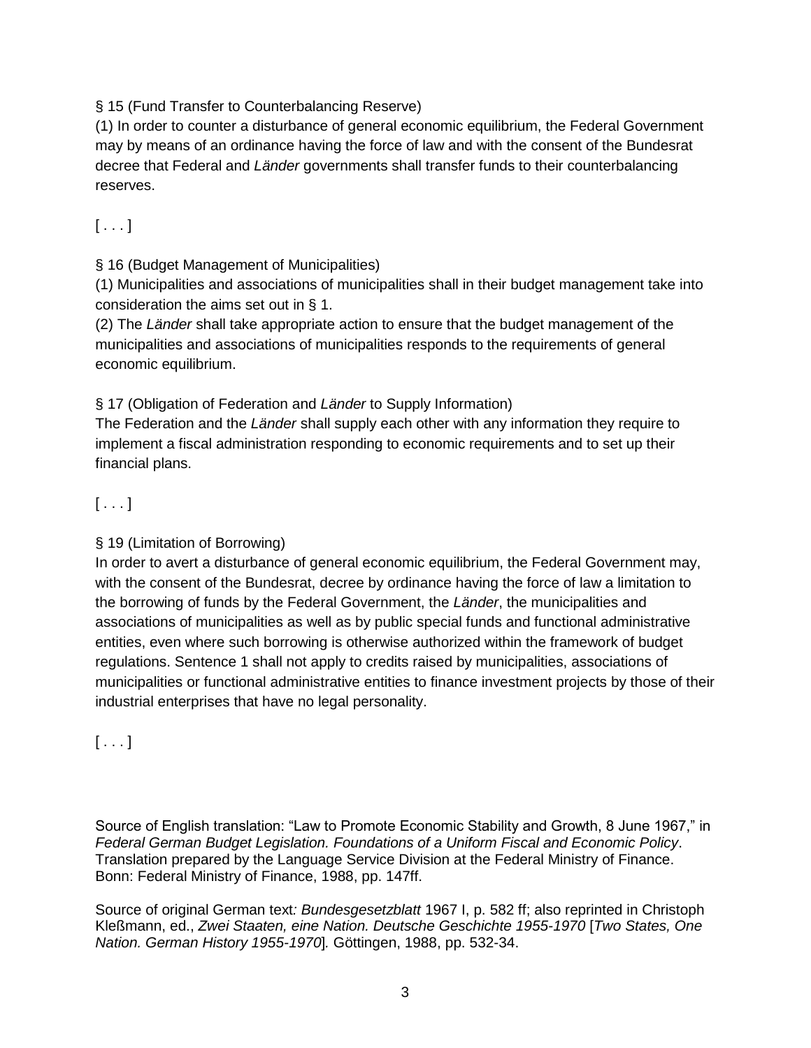§ 15 (Fund Transfer to Counterbalancing Reserve)
(1) In order to counter a disturbance of general economic equilibrium, the Federal Government may by means of an ordinance having the force of law and with the consent of the Bundesrat decree that Federal and *Länder* governments shall transfer funds to their counterbalancing reserves.

[ . . . ]

§ 16 (Budget Management of Municipalities)
(1) Municipalities and associations of municipalities shall in their budget management take into consideration the aims set out in § 1.
(2) The *Länder* shall take appropriate action to ensure that the budget management of the municipalities and associations of municipalities responds to the requirements of general economic equilibrium.

§ 17 (Obligation of Federation and *Länder* to Supply Information)
The Federation and the *Länder* shall supply each other with any information they require to implement a fiscal administration responding to economic requirements and to set up their financial plans.

[ . . . ]

§ 19 (Limitation of Borrowing)
In order to avert a disturbance of general economic equilibrium, the Federal Government may, with the consent of the Bundesrat, decree by ordinance having the force of law a limitation to the borrowing of funds by the Federal Government, the *Länder*, the municipalities and associations of municipalities as well as by public special funds and functional administrative entities, even where such borrowing is otherwise authorized within the framework of budget regulations. Sentence 1 shall not apply to credits raised by municipalities, associations of municipalities or functional administrative entities to finance investment projects by those of their industrial enterprises that have no legal personality.

[ . . . ]

Source of English translation: "Law to Promote Economic Stability and Growth, 8 June 1967," in *Federal German Budget Legislation. Foundations of a Uniform Fiscal and Economic Policy*. Translation prepared by the Language Service Division at the Federal Ministry of Finance. Bonn: Federal Ministry of Finance, 1988, pp. 147ff.

Source of original German text: *Bundesgesetzblatt* 1967 I, p. 582 ff; also reprinted in Christoph Kleßmann, ed., *Zwei Staaten, eine Nation. Deutsche Geschichte 1955-1970* [*Two States, One Nation. German History 1955-1970*]*.* Göttingen, 1988, pp. 532-34.